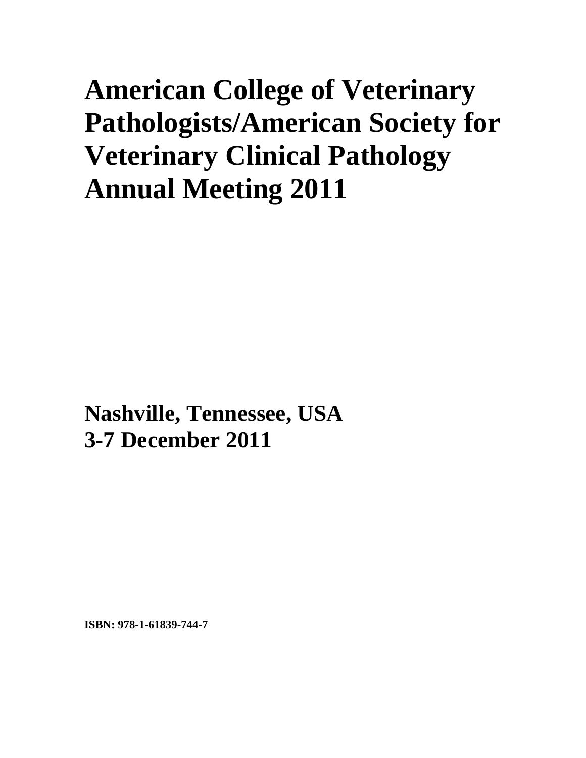# American College of Veterinary Pathologists/American Society for Veterinary Clinical Pathology Annual Meeting 2011

**Nashville, Tennessee, USA**
**3-7 December 2011**

**ISBN: 978-1-61839-744-7**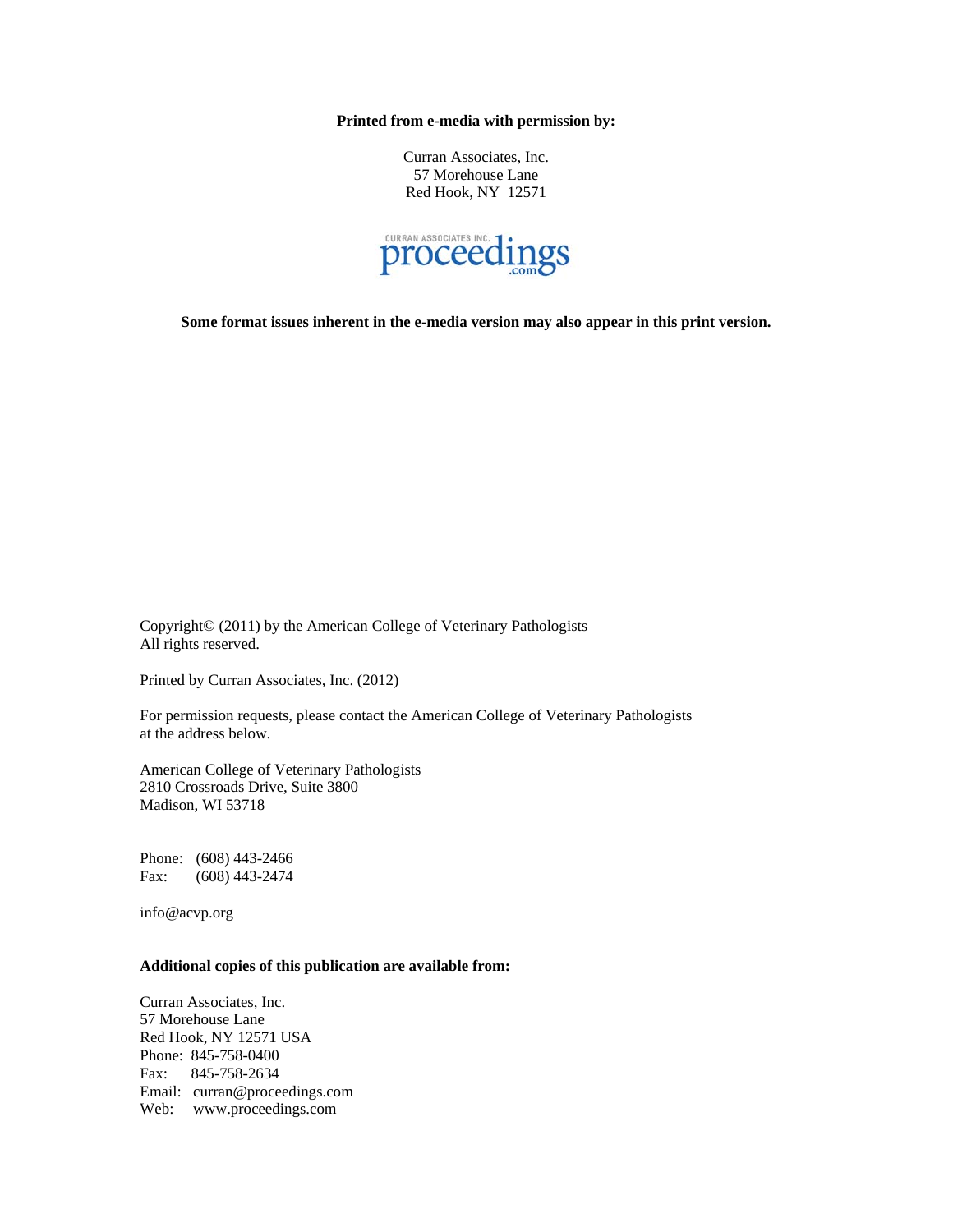**Printed from e-media with permission by:**

Curran Associates, Inc.
57 Morehouse Lane
Red Hook, NY 12571

CURRAN ASSOCIATES INC. proceedings.com

**Some format issues inherent in the e-media version may also appear in this print version.**

Copyright© (2011) by the American College of Veterinary Pathologists
All rights reserved.

Printed by Curran Associates, Inc. (2012)

For permission requests, please contact the American College of Veterinary Pathologists at the address below.

American College of Veterinary Pathologists
2810 Crossroads Drive, Suite 3800
Madison, WI 53718

Phone: (608) 443-2466
Fax: (608) 443-2474

info@acvp.org

**Additional copies of this publication are available from:**

Curran Associates, Inc.
57 Morehouse Lane
Red Hook, NY 12571 USA
Phone: 845-758-0400
Fax: 845-758-2634
Email: curran@proceedings.com
Web: www.proceedings.com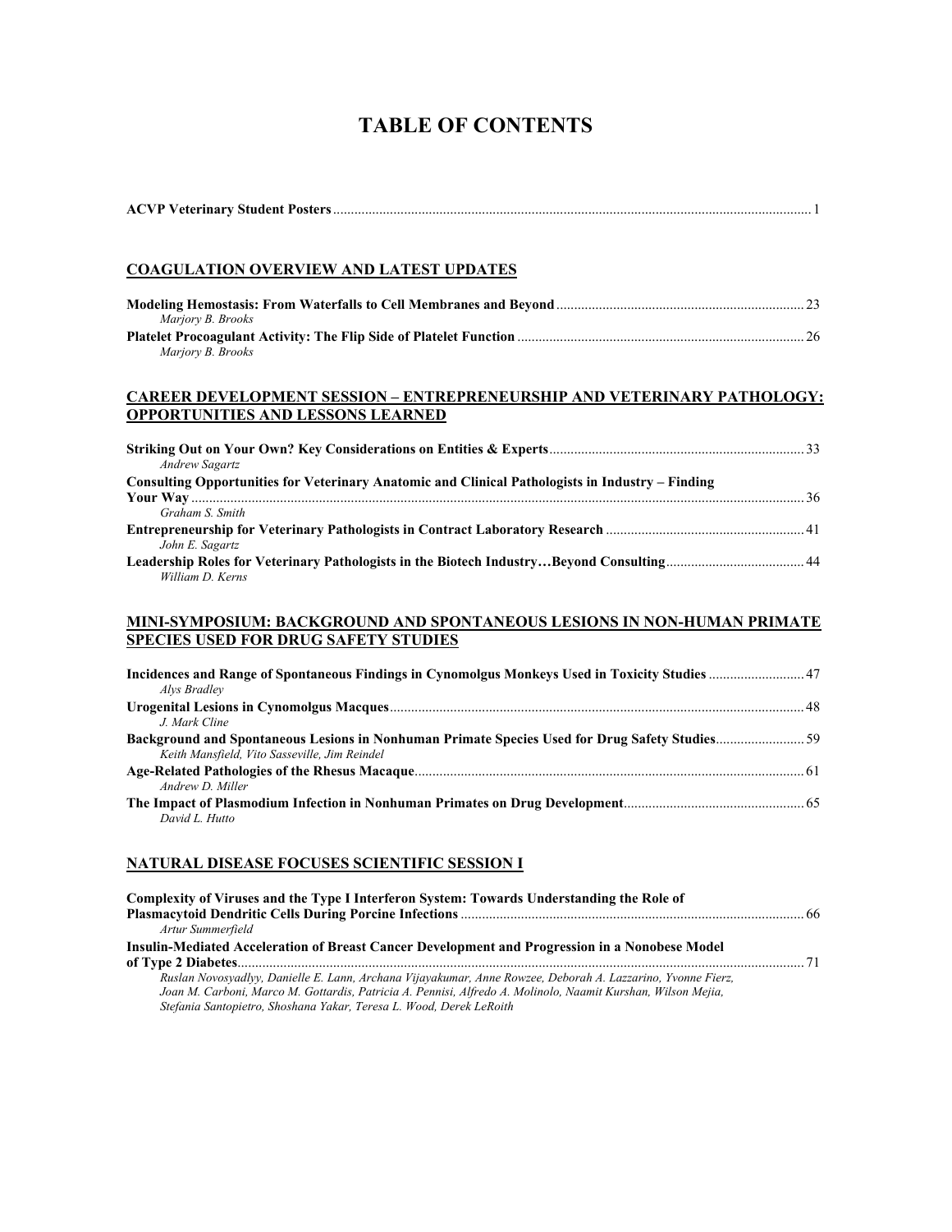# TABLE OF CONTENTS

**ACVP Veterinary Student Posters** ... 1

## COAGULATION OVERVIEW AND LATEST UPDATES

**Modeling Hemostasis: From Waterfalls to Cell Membranes and Beyond** ... 23
*Marjory B. Brooks*

**Platelet Procoagulant Activity: The Flip Side of Platelet Function** ... 26
*Marjory B. Brooks*

## CAREER DEVELOPMENT SESSION – ENTREPRENEURSHIP AND VETERINARY PATHOLOGY: OPPORTUNITIES AND LESSONS LEARNED

**Striking Out on Your Own? Key Considerations on Entities & Experts** ... 33
*Andrew Sagartz*

**Consulting Opportunities for Veterinary Anatomic and Clinical Pathologists in Industry – Finding Your Way** ... 36
*Graham S. Smith*

**Entrepreneurship for Veterinary Pathologists in Contract Laboratory Research** ... 41
*John E. Sagartz*

**Leadership Roles for Veterinary Pathologists in the Biotech Industry…Beyond Consulting** ... 44
*William D. Kerns*

## MINI-SYMPOSIUM: BACKGROUND AND SPONTANEOUS LESIONS IN NON-HUMAN PRIMATE SPECIES USED FOR DRUG SAFETY STUDIES

**Incidences and Range of Spontaneous Findings in Cynomolgus Monkeys Used in Toxicity Studies** ... 47
*Alys Bradley*

**Urogenital Lesions in Cynomolgus Macques** ... 48
*J. Mark Cline*

**Background and Spontaneous Lesions in Nonhuman Primate Species Used for Drug Safety Studies** ... 59
*Keith Mansfield, Vito Sasseville, Jim Reindel*

**Age-Related Pathologies of the Rhesus Macaque** ... 61
*Andrew D. Miller*

**The Impact of Plasmodium Infection in Nonhuman Primates on Drug Development** ... 65
*David L. Hutto*

## NATURAL DISEASE FOCUSES SCIENTIFIC SESSION I

**Complexity of Viruses and the Type I Interferon System: Towards Understanding the Role of Plasmacytoid Dendritic Cells During Porcine Infections** ... 66
*Artur Summerfield*

**Insulin-Mediated Acceleration of Breast Cancer Development and Progression in a Nonobese Model of Type 2 Diabetes** ... 71
*Ruslan Novosyadlyy, Danielle E. Lann, Archana Vijayakumar, Anne Rowzee, Deborah A. Lazzarino, Yvonne Fierz, Joan M. Carboni, Marco M. Gottardis, Patricia A. Pennisi, Alfredo A. Molinolo, Naamit Kurshan, Wilson Mejia, Stefania Santopietro, Shoshana Yakar, Teresa L. Wood, Derek LeRoith*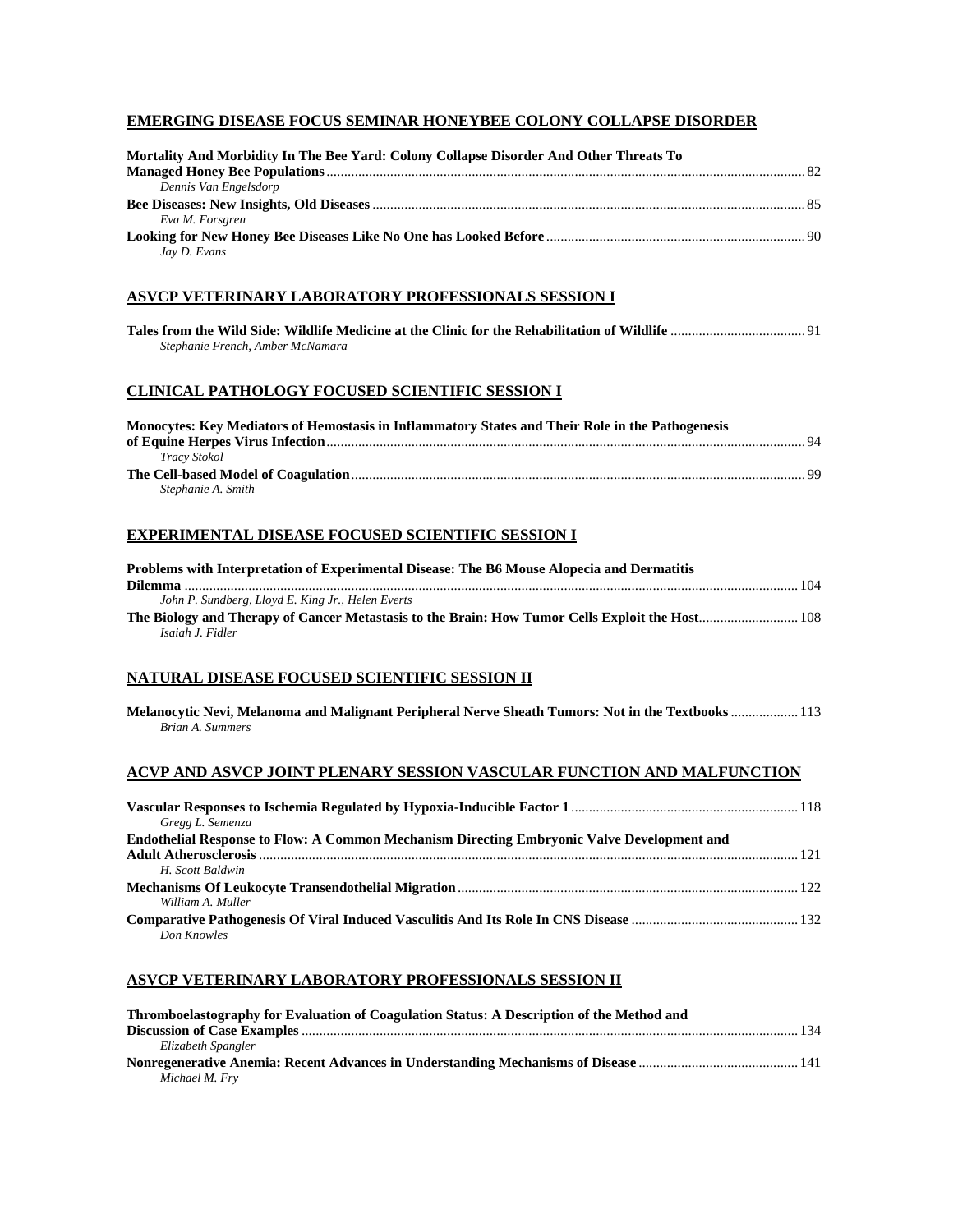## EMERGING DISEASE FOCUS SEMINAR HONEYBEE COLONY COLLAPSE DISORDER

**Mortality And Morbidity In The Bee Yard: Colony Collapse Disorder And Other Threats To Managed Honey Bee Populations** ........ 82
*Dennis Van Engelsdorp*

**Bee Diseases: New Insights, Old Diseases** ........ 85
*Eva M. Forsgren*

**Looking for New Honey Bee Diseases Like No One has Looked Before** ........ 90
*Jay D. Evans*

## ASVCP VETERINARY LABORATORY PROFESSIONALS SESSION I

**Tales from the Wild Side: Wildlife Medicine at the Clinic for the Rehabilitation of Wildlife** ........ 91
*Stephanie French, Amber McNamara*

## CLINICAL PATHOLOGY FOCUSED SCIENTIFIC SESSION I

**Monocytes: Key Mediators of Hemostasis in Inflammatory States and Their Role in the Pathogenesis of Equine Herpes Virus Infection** ........ 94
*Tracy Stokol*

**The Cell-based Model of Coagulation** ........ 99
*Stephanie A. Smith*

## EXPERIMENTAL DISEASE FOCUSED SCIENTIFIC SESSION I

**Problems with Interpretation of Experimental Disease: The B6 Mouse Alopecia and Dermatitis Dilemma** ........ 104
*John P. Sundberg, Lloyd E. King Jr., Helen Everts*

**The Biology and Therapy of Cancer Metastasis to the Brain: How Tumor Cells Exploit the Host** ........ 108
*Isaiah J. Fidler*

## NATURAL DISEASE FOCUSED SCIENTIFIC SESSION II

**Melanocytic Nevi, Melanoma and Malignant Peripheral Nerve Sheath Tumors: Not in the Textbooks** ........ 113
*Brian A. Summers*

## ACVP AND ASVCP JOINT PLENARY SESSION VASCULAR FUNCTION AND MALFUNCTION

**Vascular Responses to Ischemia Regulated by Hypoxia-Inducible Factor 1** ........ 118
*Gregg L. Semenza*

**Endothelial Response to Flow: A Common Mechanism Directing Embryonic Valve Development and Adult Atherosclerosis** ........ 121
*H. Scott Baldwin*

**Mechanisms Of Leukocyte Transendothelial Migration** ........ 122
*William A. Muller*

**Comparative Pathogenesis Of Viral Induced Vasculitis And Its Role In CNS Disease** ........ 132
*Don Knowles*

## ASVCP VETERINARY LABORATORY PROFESSIONALS SESSION II

**Thromboelastography for Evaluation of Coagulation Status: A Description of the Method and Discussion of Case Examples** ........ 134
*Elizabeth Spangler*

**Nonregenerative Anemia: Recent Advances in Understanding Mechanisms of Disease** ........ 141
*Michael M. Fry*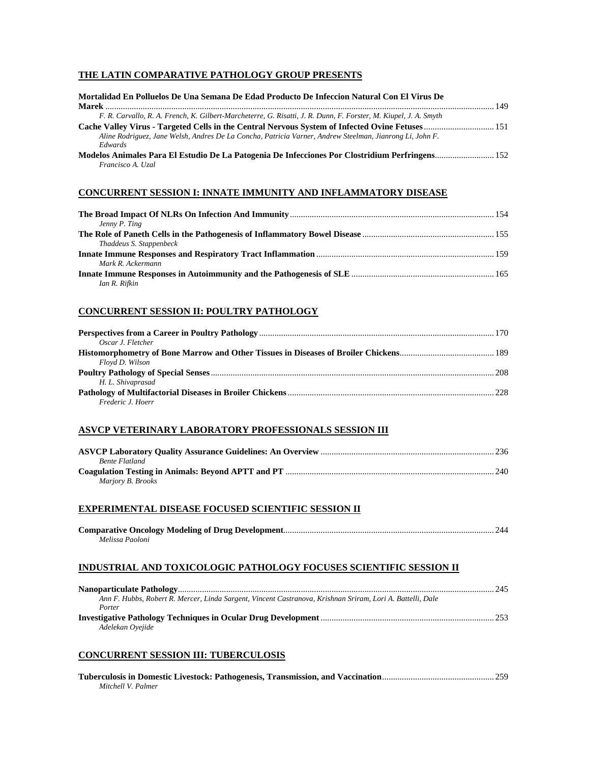## THE LATIN COMPARATIVE PATHOLOGY GROUP PRESENTS

**Mortalidad En Polluelos De Una Semana De Edad Producto De Infeccion Natural Con El Virus De Marek** ... 149
*F. R. Carvallo, R. A. French, K. Gilbert-Marcheterre, G. Risatti, J. R. Dunn, F. Forster, M. Kiupel, J. A. Smyth*

**Cache Valley Virus - Targeted Cells in the Central Nervous System of Infected Ovine Fetuses** ... 151
*Aline Rodriguez, Jane Welsh, Andres De La Concha, Patricia Varner, Andrew Steelman, Jianrong Li, John F. Edwards*

**Modelos Animales Para El Estudio De La Patogenia De Infecciones Por Clostridium Perfringens** ... 152
*Francisco A. Uzal*

## CONCURRENT SESSION I: INNATE IMMUNITY AND INFLAMMATORY DISEASE

**The Broad Impact Of NLRs On Infection And Immunity** ... 154
*Jenny P. Ting*

**The Role of Paneth Cells in the Pathogenesis of Inflammatory Bowel Disease** ... 155
*Thaddeus S. Stappenbeck*

**Innate Immune Responses and Respiratory Tract Inflammation** ... 159
*Mark R. Ackermann*

**Innate Immune Responses in Autoimmunity and the Pathogenesis of SLE** ... 165
*Ian R. Rifkin*

## CONCURRENT SESSION II: POULTRY PATHOLOGY

**Perspectives from a Career in Poultry Pathology** ... 170
*Oscar J. Fletcher*

**Histomorphometry of Bone Marrow and Other Tissues in Diseases of Broiler Chickens** ... 189
*Floyd D. Wilson*

**Poultry Pathology of Special Senses** ... 208
*H. L. Shivaprasad*

**Pathology of Multifactorial Diseases in Broiler Chickens** ... 228
*Frederic J. Hoerr*

## ASVCP VETERINARY LABORATORY PROFESSIONALS SESSION III

**ASVCP Laboratory Quality Assurance Guidelines: An Overview** ... 236
*Bente Flatland*

**Coagulation Testing in Animals: Beyond APTT and PT** ... 240
*Marjory B. Brooks*

## EXPERIMENTAL DISEASE FOCUSED SCIENTIFIC SESSION II

**Comparative Oncology Modeling of Drug Development** ... 244
*Melissa Paoloni*

## INDUSTRIAL AND TOXICOLOGIC PATHOLOGY FOCUSES SCIENTIFIC SESSION II

**Nanoparticulate Pathology** ... 245
*Ann F. Hubbs, Robert R. Mercer, Linda Sargent, Vincent Castranova, Krishnan Sriram, Lori A. Battelli, Dale Porter*

**Investigative Pathology Techniques in Ocular Drug Development** ... 253
*Adelekan Oyejide*

## CONCURRENT SESSION III: TUBERCULOSIS

**Tuberculosis in Domestic Livestock: Pathogenesis, Transmission, and Vaccination** ... 259
*Mitchell V. Palmer*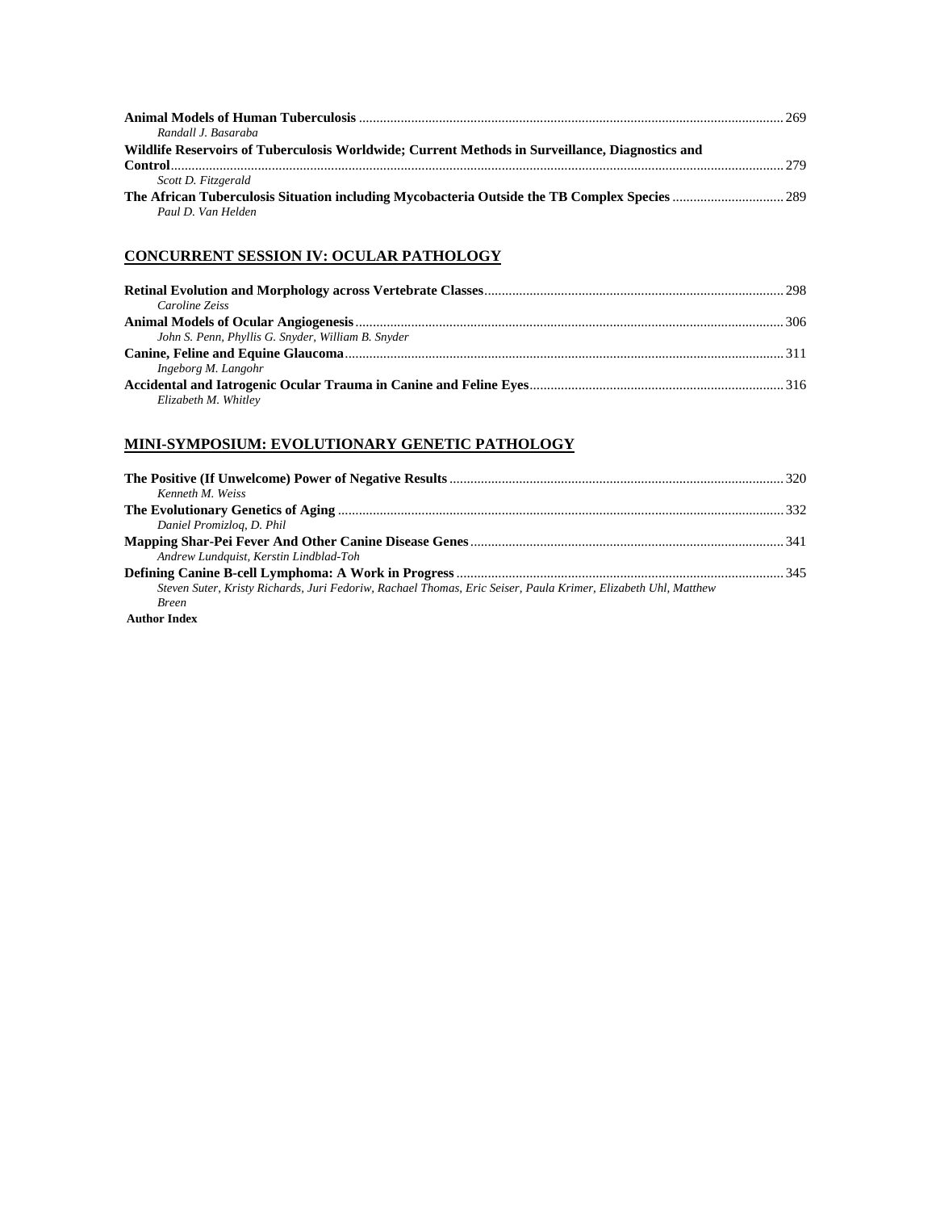**Animal Models of Human Tuberculosis** ........................................................................................................................ 269
*Randall J. Basaraba*

**Wildlife Reservoirs of Tuberculosis Worldwide; Current Methods in Surveillance, Diagnostics and Control**.................................................................................................................................................................... 279
*Scott D. Fitzgerald*

**The African Tuberculosis Situation including Mycobacteria Outside the TB Complex Species** ............................... 289
*Paul D. Van Helden*

## CONCURRENT SESSION IV: OCULAR PATHOLOGY

**Retinal Evolution and Morphology across Vertebrate Classes**.................................................................................... 298
*Caroline Zeiss*

**Animal Models of Ocular Angiogenesis**......................................................................................................................... 306
*John S. Penn, Phyllis G. Snyder, William B. Snyder*

**Canine, Feline and Equine Glaucoma**............................................................................................................................ 311
*Ingeborg M. Langohr*

**Accidental and Iatrogenic Ocular Trauma in Canine and Feline Eyes**........................................................................ 316
*Elizabeth M. Whitley*

## MINI-SYMPOSIUM: EVOLUTIONARY GENETIC PATHOLOGY

**The Positive (If Unwelcome) Power of Negative Results** ............................................................................................... 320
*Kenneth M. Weiss*

**The Evolutionary Genetics of Aging** ............................................................................................................................... 332
*Daniel Promizloq, D. Phil*

**Mapping Shar-Pei Fever And Other Canine Disease Genes** ......................................................................................... 341
*Andrew Lundquist, Kerstin Lindblad-Toh*

**Defining Canine B-cell Lymphoma: A Work in Progress** ............................................................................................. 345
*Steven Suter, Kristy Richards, Juri Fedoriw, Rachael Thomas, Eric Seiser, Paula Krimer, Elizabeth Uhl, Matthew Breen*

**Author Index**